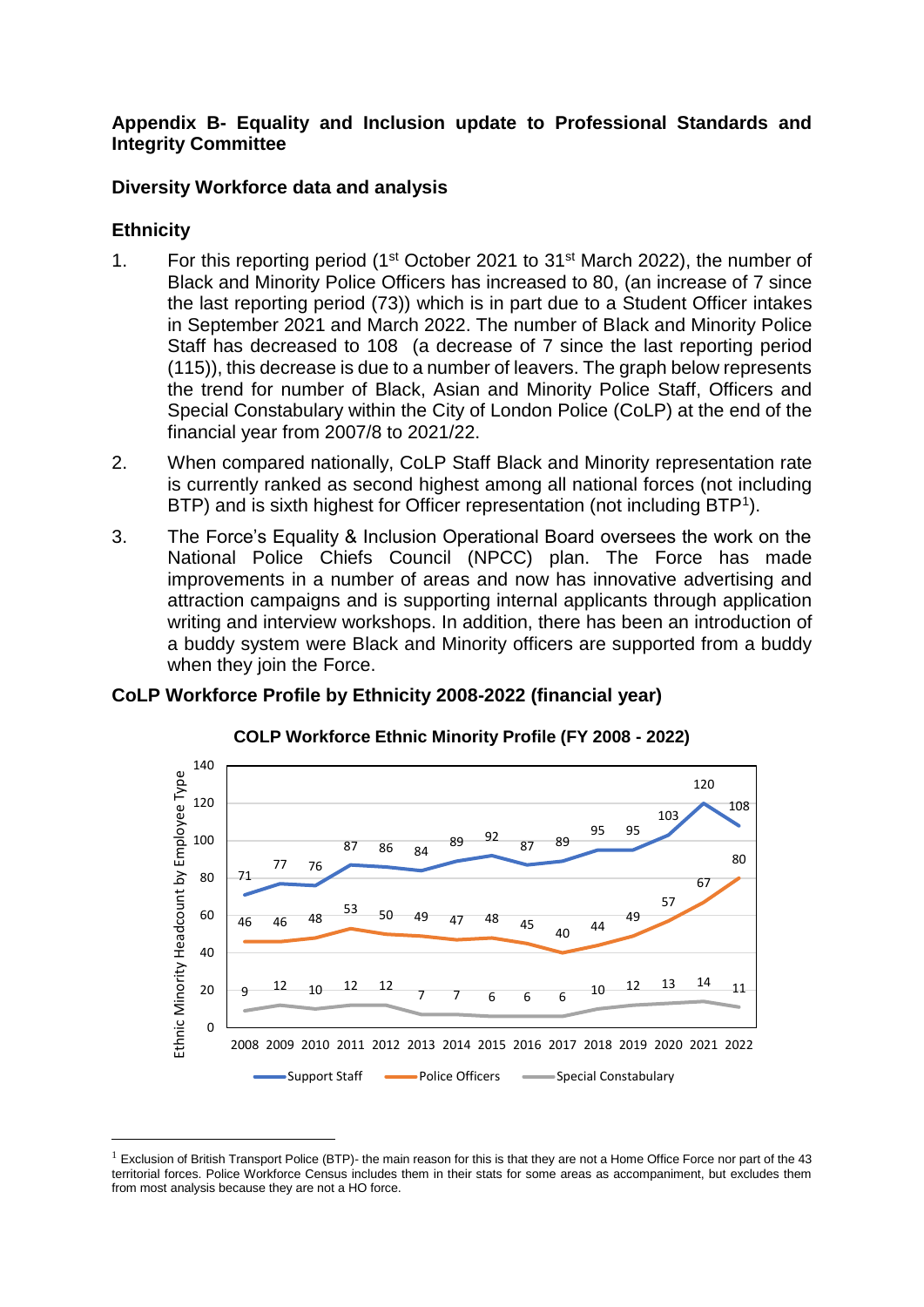**Appendix B- Equality and Inclusion update to Professional Standards and Integrity Committee**

**Diversity Workforce data and analysis**

## Ethnicity

1. For this reporting period (1st October 2021 to 31st March 2022), the number of Black and Minority Police Officers has increased to 80, (an increase of 7 since the last reporting period (73)) which is in part due to a Student Officer intakes in September 2021 and March 2022. The number of Black and Minority Police Staff has decreased to 108 (a decrease of 7 since the last reporting period (115)), this decrease is due to a number of leavers. The graph below represents the trend for number of Black, Asian and Minority Police Staff, Officers and Special Constabulary within the City of London Police (CoLP) at the end of the financial year from 2007/8 to 2021/22.

2. When compared nationally, CoLP Staff Black and Minority representation rate is currently ranked as second highest among all national forces (not including BTP) and is sixth highest for Officer representation (not including BTP[1]).

3. The Force's Equality & Inclusion Operational Board oversees the work on the National Police Chiefs Council (NPCC) plan. The Force has made improvements in a number of areas and now has innovative advertising and attraction campaigns and is supporting internal applicants through application writing and interview workshops. In addition, there has been an introduction of a buddy system were Black and Minority officers are supported from a buddy when they join the Force.

**CoLP Workforce Profile by Ethnicity 2008-2022 (financial year)**

**COLP Workforce Ethnic Minority Profile (FY 2008 - 2022)**

Ethnic Minority Headcount by Employee Type

| Year | Support Staff | Police Officers | Special Constabulary |
|---|---|---|---|
| 2008 | 71 | 46 | 9 |
| 2009 | 77 | 46 | 12 |
| 2010 | 76 | 48 | 10 |
| 2011 | 87 | 53 | 12 |
| 2012 | 86 | 50 | 12 |
| 2013 | 84 | 49 | 7 |
| 2014 | 89 | 47 | 7 |
| 2015 | 92 | 48 | 6 |
| 2016 | 87 | 45 | 6 |
| 2017 | 89 | 40 | 6 |
| 2018 | 95 | 44 | 10 |
| 2019 | 95 | 49 | 12 |
| 2020 | 103 | 57 | 13 |
| 2021 | 120 | 67 | 14 |
| 2022 | 108 | 80 | 11 |

[1] Exclusion of British Transport Police (BTP)- the main reason for this is that they are not a Home Office Force nor part of the 43 territorial forces. Police Workforce Census includes them in their stats for some areas as accompaniment, but excludes them from most analysis because they are not a HO force.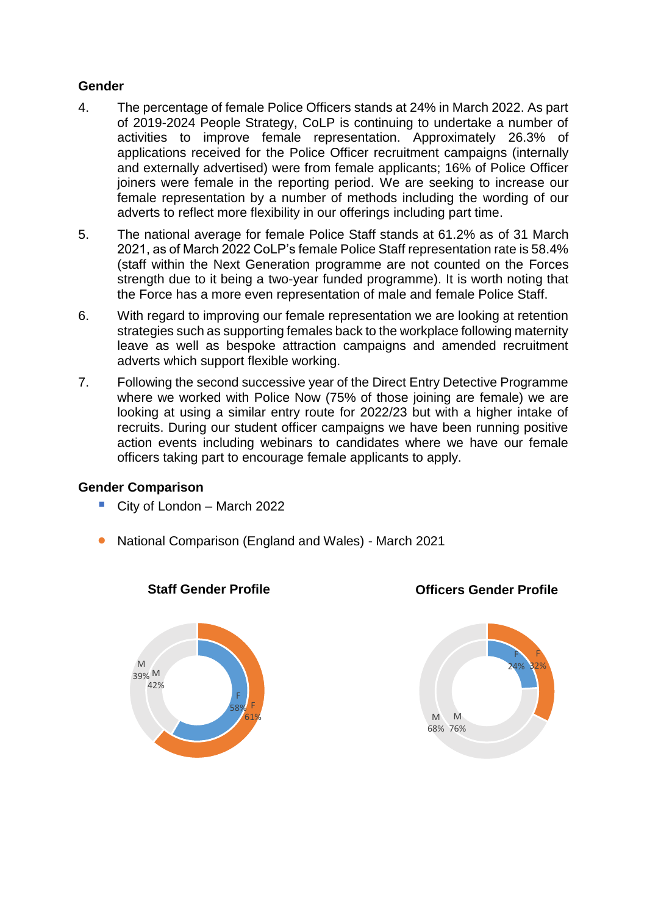### Gender

4. The percentage of female Police Officers stands at 24% in March 2022. As part of 2019-2024 People Strategy, CoLP is continuing to undertake a number of activities to improve female representation. Approximately 26.3% of applications received for the Police Officer recruitment campaigns (internally and externally advertised) were from female applicants; 16% of Police Officer joiners were female in the reporting period. We are seeking to increase our female representation by a number of methods including the wording of our adverts to reflect more flexibility in our offerings including part time.

5. The national average for female Police Staff stands at 61.2% as of 31 March 2021, as of March 2022 CoLP's female Police Staff representation rate is 58.4% (staff within the Next Generation programme are not counted on the Forces strength due to it being a two-year funded programme). It is worth noting that the Force has a more even representation of male and female Police Staff.

6. With regard to improving our female representation we are looking at retention strategies such as supporting females back to the workplace following maternity leave as well as bespoke attraction campaigns and amended recruitment adverts which support flexible working.

7. Following the second successive year of the Direct Entry Detective Programme where we worked with Police Now (75% of those joining are female) we are looking at using a similar entry route for 2022/23 but with a higher intake of recruits. During our student officer campaigns we have been running positive action events including webinars to candidates where we have our female officers taking part to encourage female applicants to apply.

### Gender Comparison

- City of London – March 2022
- National Comparison (England and Wales) - March 2021

**Staff Gender Profile**

| | City of London – March 2022 | National Comparison – March 2021 |
|---|---|---|
| F | 58% | 61% |
| M | 42% | 39% |

**Officers Gender Profile**

| | City of London – March 2022 | National Comparison – March 2021 |
|---|---|---|
| F | 24% | 32% |
| M | 76% | 68% |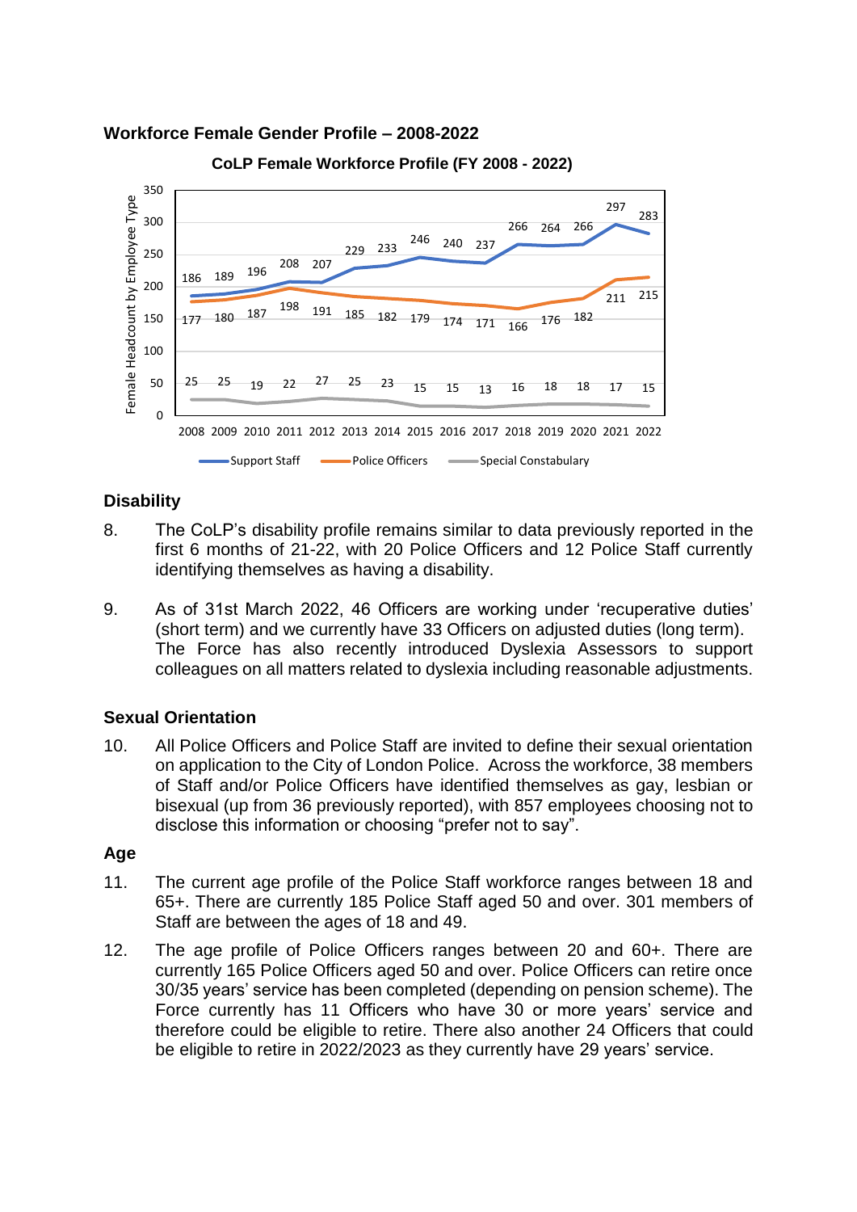**Workforce Female Gender Profile – 2008-2022**

**CoLP Female Workforce Profile (FY 2008 - 2022)**

| Year | Support Staff | Police Officers | Special Constabulary |
|---|---|---|---|
| 2008 | 186 | 177 | 25 |
| 2009 | 189 | 180 | 25 |
| 2010 | 196 | 187 | 19 |
| 2011 | 208 | 198 | 22 |
| 2012 | 207 | 191 | 27 |
| 2013 | 229 | 185 | 25 |
| 2014 | 233 | 182 | 23 |
| 2015 | 246 | 179 | 15 |
| 2016 | 240 | 174 | 15 |
| 2017 | 237 | 171 | 13 |
| 2018 | 266 | 166 | 16 |
| 2019 | 264 | 176 | 18 |
| 2020 | 266 | 182 | 18 |
| 2021 | 297 | 211 | 17 |
| 2022 | 283 | 215 | 15 |

## Disability

8. The CoLP's disability profile remains similar to data previously reported in the first 6 months of 21-22, with 20 Police Officers and 12 Police Staff currently identifying themselves as having a disability.

9. As of 31st March 2022, 46 Officers are working under 'recuperative duties' (short term) and we currently have 33 Officers on adjusted duties (long term). The Force has also recently introduced Dyslexia Assessors to support colleagues on all matters related to dyslexia including reasonable adjustments.

## Sexual Orientation

10. All Police Officers and Police Staff are invited to define their sexual orientation on application to the City of London Police. Across the workforce, 38 members of Staff and/or Police Officers have identified themselves as gay, lesbian or bisexual (up from 36 previously reported), with 857 employees choosing not to disclose this information or choosing "prefer not to say".

## Age

11. The current age profile of the Police Staff workforce ranges between 18 and 65+. There are currently 185 Police Staff aged 50 and over. 301 members of Staff are between the ages of 18 and 49.

12. The age profile of Police Officers ranges between 20 and 60+. There are currently 165 Police Officers aged 50 and over. Police Officers can retire once 30/35 years' service has been completed (depending on pension scheme). The Force currently has 11 Officers who have 30 or more years' service and therefore could be eligible to retire. There also another 24 Officers that could be eligible to retire in 2022/2023 as they currently have 29 years' service.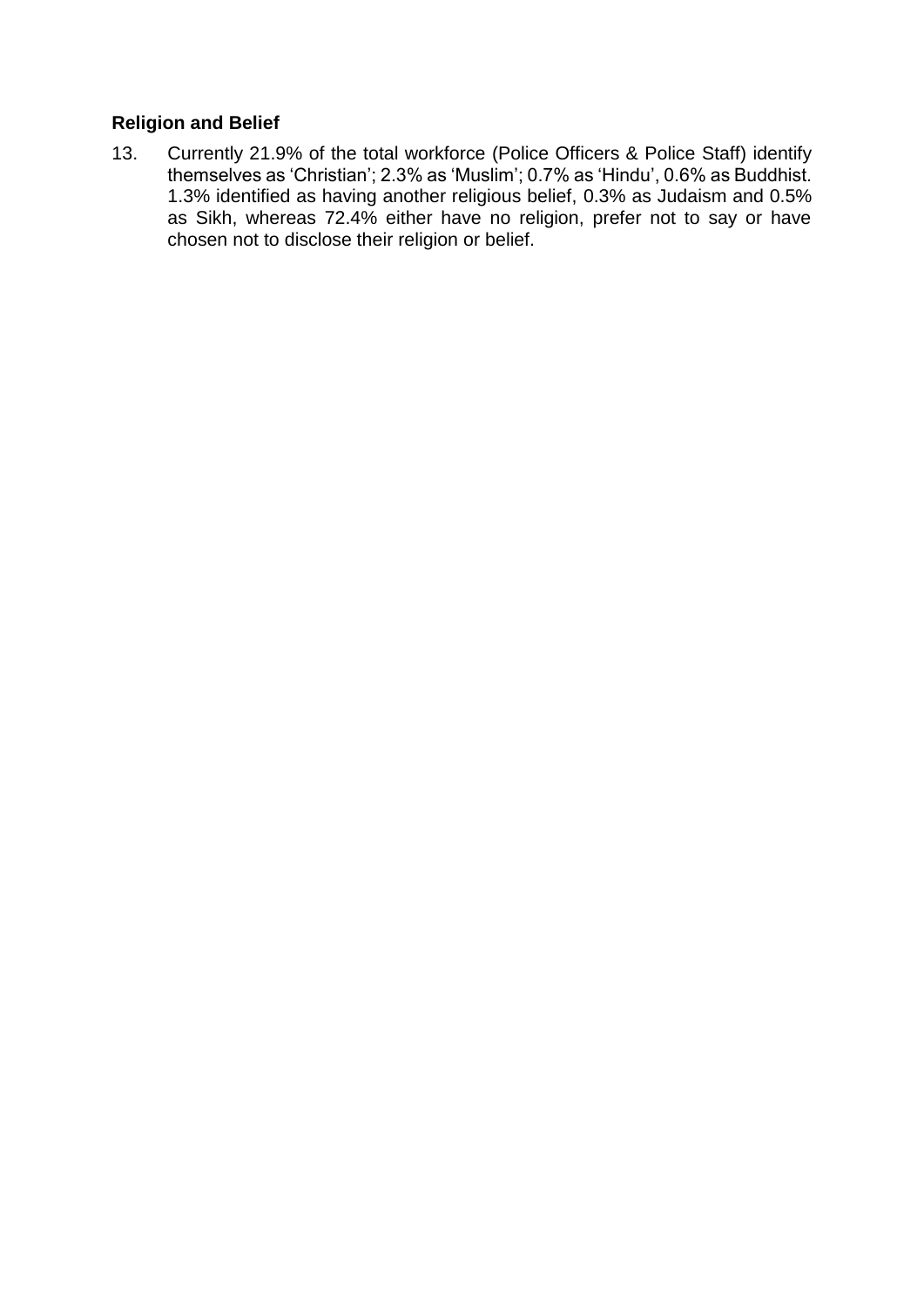### Religion and Belief

13. Currently 21.9% of the total workforce (Police Officers & Police Staff) identify themselves as 'Christian'; 2.3% as 'Muslim'; 0.7% as 'Hindu', 0.6% as Buddhist. 1.3% identified as having another religious belief, 0.3% as Judaism and 0.5% as Sikh, whereas 72.4% either have no religion, prefer not to say or have chosen not to disclose their religion or belief.